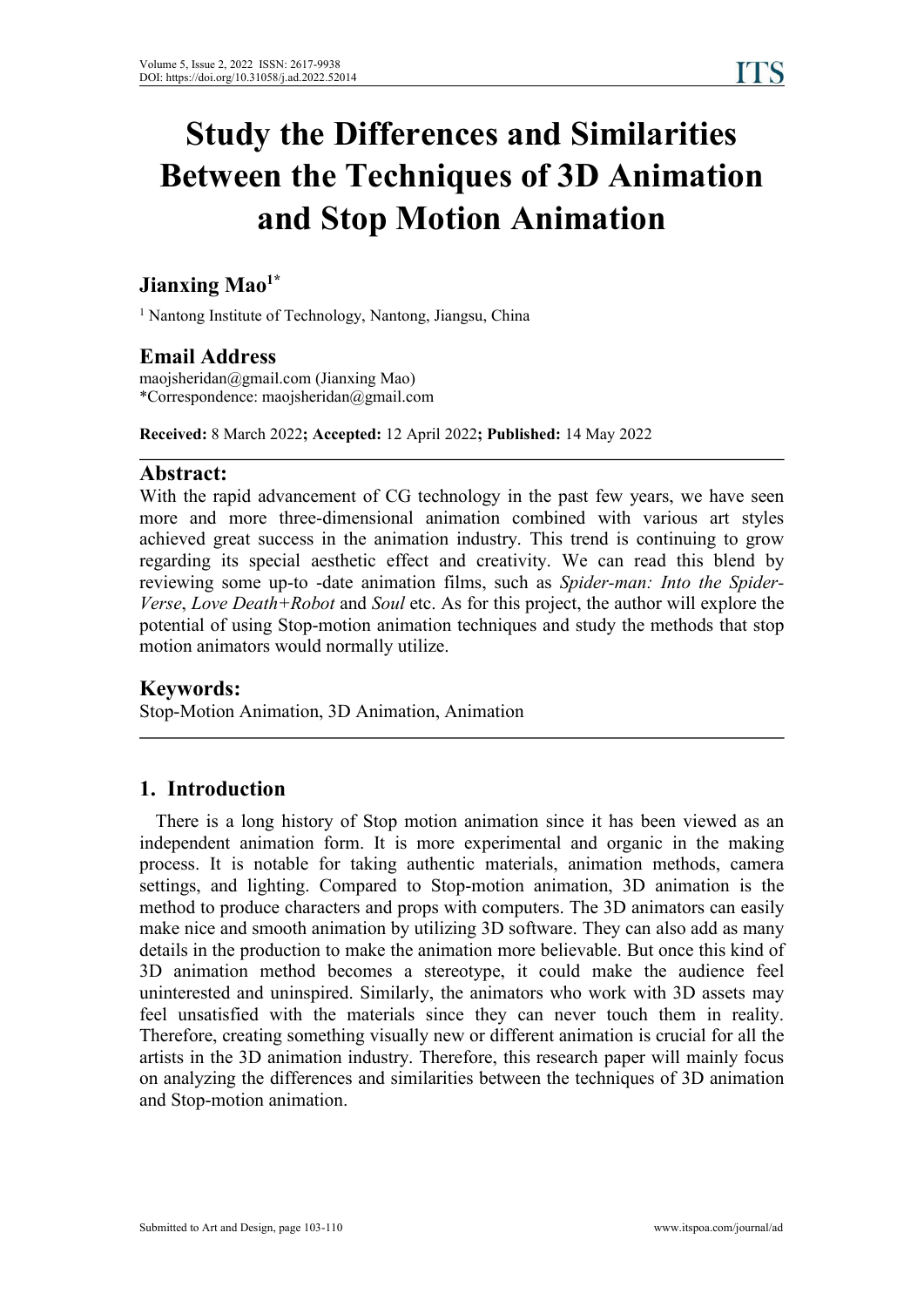# Study the Differences and Similarities Between the Techniques of 3D Animation and Stop Motion Animation

## Jianxing Mao[1*]

[1] Nantong Institute of Technology, Nantong, Jiangsu, China

## Email Address

maojsheridan@gmail.com (Jianxing Mao)
*Correspondence: maojsheridan@gmail.com

**Received:** 8 March 2022**; Accepted:** 12 April 2022**; Published:** 14 May 2022

## Abstract:

With the rapid advancement of CG technology in the past few years, we have seen more and more three-dimensional animation combined with various art styles achieved great success in the animation industry. This trend is continuing to grow regarding its special aesthetic effect and creativity. We can read this blend by reviewing some up-to -date animation films, such as *Spider-man: Into the Spider-Verse*, *Love Death+Robot* and *Soul* etc. As for this project, the author will explore the potential of using Stop-motion animation techniques and study the methods that stop motion animators would normally utilize.

## Keywords:

Stop-Motion Animation, 3D Animation, Animation

## 1. Introduction

There is a long history of Stop motion animation since it has been viewed as an independent animation form. It is more experimental and organic in the making process. It is notable for taking authentic materials, animation methods, camera settings, and lighting. Compared to Stop-motion animation, 3D animation is the method to produce characters and props with computers. The 3D animators can easily make nice and smooth animation by utilizing 3D software. They can also add as many details in the production to make the animation more believable. But once this kind of 3D animation method becomes a stereotype, it could make the audience feel uninterested and uninspired. Similarly, the animators who work with 3D assets may feel unsatisfied with the materials since they can never touch them in reality. Therefore, creating something visually new or different animation is crucial for all the artists in the 3D animation industry. Therefore, this research paper will mainly focus on analyzing the differences and similarities between the techniques of 3D animation and Stop-motion animation.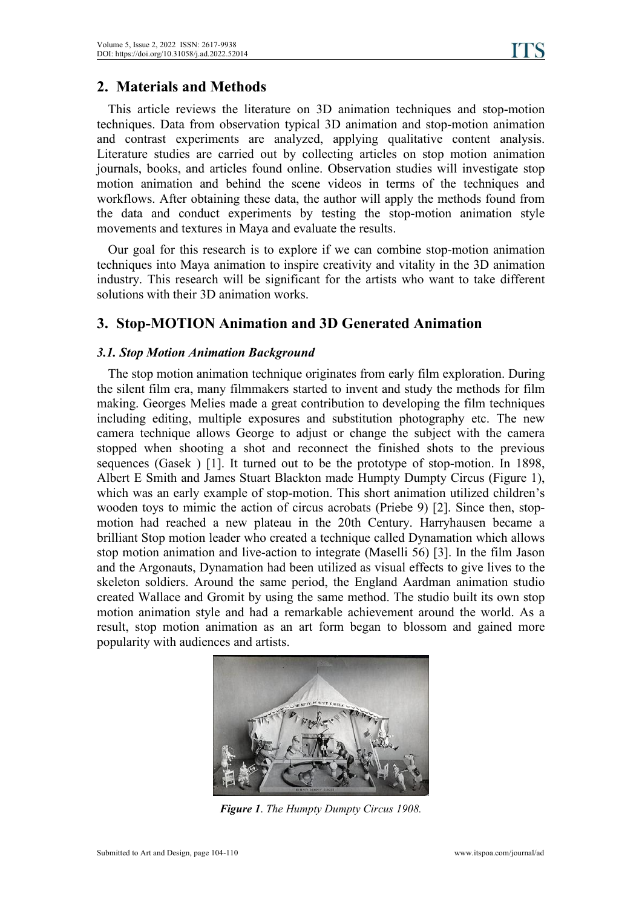## 2. Materials and Methods

This article reviews the literature on 3D animation techniques and stop-motion techniques. Data from observation typical 3D animation and stop-motion animation and contrast experiments are analyzed, applying qualitative content analysis. Literature studies are carried out by collecting articles on stop motion animation journals, books, and articles found online. Observation studies will investigate stop motion animation and behind the scene videos in terms of the techniques and workflows. After obtaining these data, the author will apply the methods found from the data and conduct experiments by testing the stop-motion animation style movements and textures in Maya and evaluate the results.

Our goal for this research is to explore if we can combine stop-motion animation techniques into Maya animation to inspire creativity and vitality in the 3D animation industry. This research will be significant for the artists who want to take different solutions with their 3D animation works.

## 3. Stop-MOTION Animation and 3D Generated Animation

### *3.1. Stop Motion Animation Background*

The stop motion animation technique originates from early film exploration. During the silent film era, many filmmakers started to invent and study the methods for film making. Georges Melies made a great contribution to developing the film techniques including editing, multiple exposures and substitution photography etc. The new camera technique allows George to adjust or change the subject with the camera stopped when shooting a shot and reconnect the finished shots to the previous sequences (Gasek ) [1]. It turned out to be the prototype of stop-motion. In 1898, Albert E Smith and James Stuart Blackton made Humpty Dumpty Circus (Figure 1), which was an early example of stop-motion. This short animation utilized children's wooden toys to mimic the action of circus acrobats (Priebe 9) [2]. Since then, stop-motion had reached a new plateau in the 20th Century. Harryhausen became a brilliant Stop motion leader who created a technique called Dynamation which allows stop motion animation and live-action to integrate (Maselli 56) [3]. In the film Jason and the Argonauts, Dynamation had been utilized as visual effects to give lives to the skeleton soldiers. Around the same period, the England Aardman animation studio created Wallace and Gromit by using the same method. The studio built its own stop motion animation style and had a remarkable achievement around the world. As a result, stop motion animation as an art form began to blossom and gained more popularity with audiences and artists.

***Figure 1***. *The Humpty Dumpty Circus 1908.*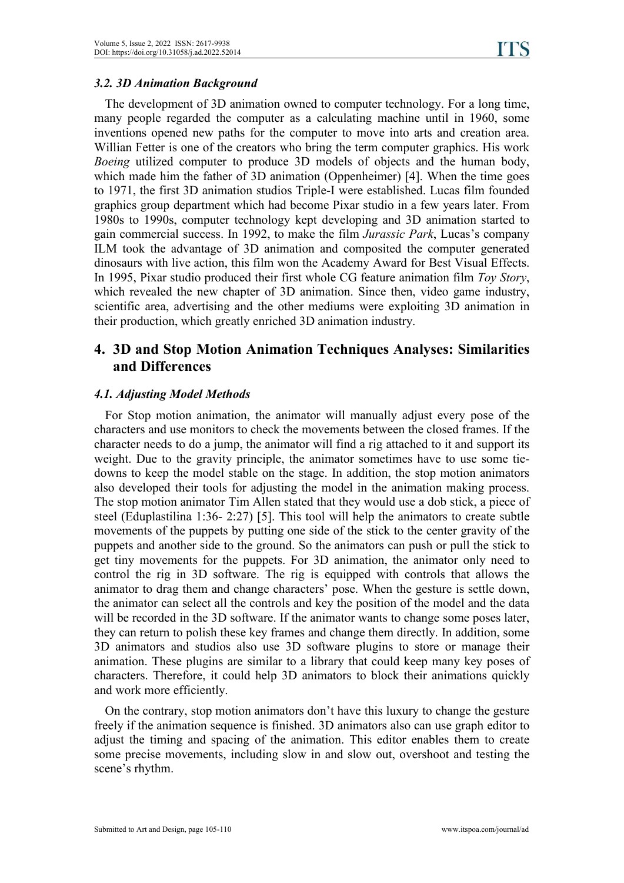### *3.2. 3D Animation Background*

The development of 3D animation owned to computer technology. For a long time, many people regarded the computer as a calculating machine until in 1960, some inventions opened new paths for the computer to move into arts and creation area. Willian Fetter is one of the creators who bring the term computer graphics. His work *Boeing* utilized computer to produce 3D models of objects and the human body, which made him the father of 3D animation (Oppenheimer) [4]. When the time goes to 1971, the first 3D animation studios Triple-I were established. Lucas film founded graphics group department which had become Pixar studio in a few years later. From 1980s to 1990s, computer technology kept developing and 3D animation started to gain commercial success. In 1992, to make the film *Jurassic Park*, Lucas's company ILM took the advantage of 3D animation and composited the computer generated dinosaurs with live action, this film won the Academy Award for Best Visual Effects. In 1995, Pixar studio produced their first whole CG feature animation film *Toy Story*, which revealed the new chapter of 3D animation. Since then, video game industry, scientific area, advertising and the other mediums were exploiting 3D animation in their production, which greatly enriched 3D animation industry.

## 4. 3D and Stop Motion Animation Techniques Analyses: Similarities and Differences

### *4.1. Adjusting Model Methods*

For Stop motion animation, the animator will manually adjust every pose of the characters and use monitors to check the movements between the closed frames. If the character needs to do a jump, the animator will find a rig attached to it and support its weight. Due to the gravity principle, the animator sometimes have to use some tie-downs to keep the model stable on the stage. In addition, the stop motion animators also developed their tools for adjusting the model in the animation making process. The stop motion animator Tim Allen stated that they would use a dob stick, a piece of steel (Eduplastilina 1:36- 2:27) [5]. This tool will help the animators to create subtle movements of the puppets by putting one side of the stick to the center gravity of the puppets and another side to the ground. So the animators can push or pull the stick to get tiny movements for the puppets. For 3D animation, the animator only need to control the rig in 3D software. The rig is equipped with controls that allows the animator to drag them and change characters' pose. When the gesture is settle down, the animator can select all the controls and key the position of the model and the data will be recorded in the 3D software. If the animator wants to change some poses later, they can return to polish these key frames and change them directly. In addition, some 3D animators and studios also use 3D software plugins to store or manage their animation. These plugins are similar to a library that could keep many key poses of characters. Therefore, it could help 3D animators to block their animations quickly and work more efficiently.

On the contrary, stop motion animators don't have this luxury to change the gesture freely if the animation sequence is finished. 3D animators also can use graph editor to adjust the timing and spacing of the animation. This editor enables them to create some precise movements, including slow in and slow out, overshoot and testing the scene's rhythm.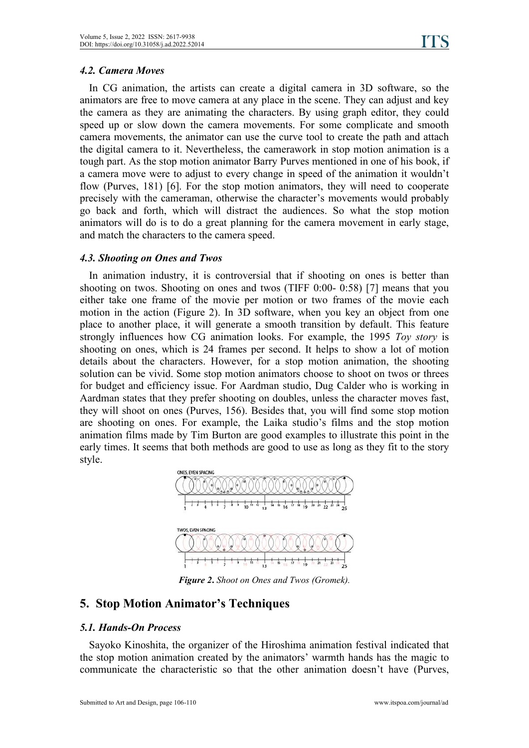### 4.2. Camera Moves

In CG animation, the artists can create a digital camera in 3D software, so the animators are free to move camera at any place in the scene. They can adjust and key the camera as they are animating the characters. By using graph editor, they could speed up or slow down the camera movements. For some complicate and smooth camera movements, the animator can use the curve tool to create the path and attach the digital camera to it. Nevertheless, the camerawork in stop motion animation is a tough part. As the stop motion animator Barry Purves mentioned in one of his book, if a camera move were to adjust to every change in speed of the animation it wouldn't flow (Purves, 181) [6]. For the stop motion animators, they will need to cooperate precisely with the cameraman, otherwise the character's movements would probably go back and forth, which will distract the audiences. So what the stop motion animators will do is to do a great planning for the camera movement in early stage, and match the characters to the camera speed.

### 4.3. Shooting on Ones and Twos

In animation industry, it is controversial that if shooting on ones is better than shooting on twos. Shooting on ones and twos (TIFF 0:00- 0:58) [7] means that you either take one frame of the movie per motion or two frames of the movie each motion in the action (Figure 2). In 3D software, when you key an object from one place to another place, it will generate a smooth transition by default. This feature strongly influences how CG animation looks. For example, the 1995 *Toy story* is shooting on ones, which is 24 frames per second. It helps to show a lot of motion details about the characters. However, for a stop motion animation, the shooting solution can be vivid. Some stop motion animators choose to shoot on twos or threes for budget and efficiency issue. For Aardman studio, Dug Calder who is working in Aardman states that they prefer shooting on doubles, unless the character moves fast, they will shoot on ones (Purves, 156). Besides that, you will find some stop motion are shooting on ones. For example, the Laika studio's films and the stop motion animation films made by Tim Burton are good examples to illustrate this point in the early times. It seems that both methods are good to use as long as they fit to the story style.

***Figure 2.*** *Shoot on Ones and Twos (Gromek).*

## 5. Stop Motion Animator's Techniques

### 5.1. Hands-On Process

Sayoko Kinoshita, the organizer of the Hiroshima animation festival indicated that the stop motion animation created by the animators' warmth hands has the magic to communicate the characteristic so that the other animation doesn't have (Purves,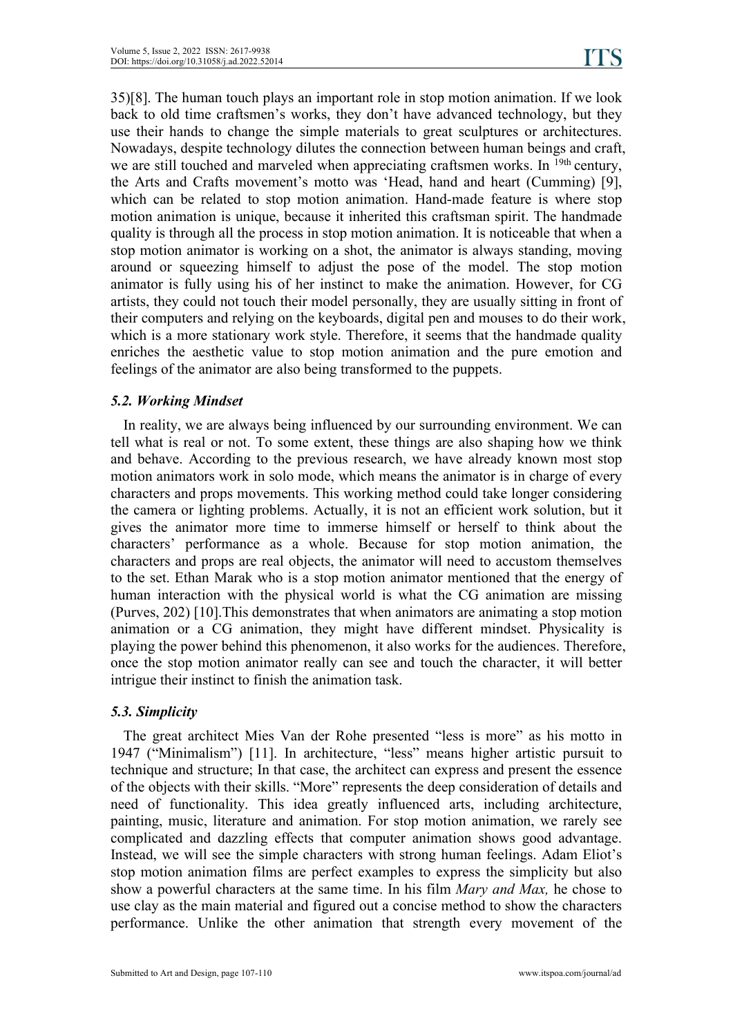35)[8]. The human touch plays an important role in stop motion animation. If we look back to old time craftsmen's works, they don't have advanced technology, but they use their hands to change the simple materials to great sculptures or architectures. Nowadays, despite technology dilutes the connection between human beings and craft, we are still touched and marveled when appreciating craftsmen works. In 19th century, the Arts and Crafts movement's motto was 'Head, hand and heart (Cumming) [9], which can be related to stop motion animation. Hand-made feature is where stop motion animation is unique, because it inherited this craftsman spirit. The handmade quality is through all the process in stop motion animation. It is noticeable that when a stop motion animator is working on a shot, the animator is always standing, moving around or squeezing himself to adjust the pose of the model. The stop motion animator is fully using his of her instinct to make the animation. However, for CG artists, they could not touch their model personally, they are usually sitting in front of their computers and relying on the keyboards, digital pen and mouses to do their work, which is a more stationary work style. Therefore, it seems that the handmade quality enriches the aesthetic value to stop motion animation and the pure emotion and feelings of the animator are also being transformed to the puppets.

### *5.2. Working Mindset*

In reality, we are always being influenced by our surrounding environment. We can tell what is real or not. To some extent, these things are also shaping how we think and behave. According to the previous research, we have already known most stop motion animators work in solo mode, which means the animator is in charge of every characters and props movements. This working method could take longer considering the camera or lighting problems. Actually, it is not an efficient work solution, but it gives the animator more time to immerse himself or herself to think about the characters' performance as a whole. Because for stop motion animation, the characters and props are real objects, the animator will need to accustom themselves to the set. Ethan Marak who is a stop motion animator mentioned that the energy of human interaction with the physical world is what the CG animation are missing (Purves, 202) [10].This demonstrates that when animators are animating a stop motion animation or a CG animation, they might have different mindset. Physicality is playing the power behind this phenomenon, it also works for the audiences. Therefore, once the stop motion animator really can see and touch the character, it will better intrigue their instinct to finish the animation task.

### *5.3. Simplicity*

The great architect Mies Van der Rohe presented "less is more" as his motto in 1947 ("Minimalism") [11]. In architecture, "less" means higher artistic pursuit to technique and structure; In that case, the architect can express and present the essence of the objects with their skills. "More" represents the deep consideration of details and need of functionality. This idea greatly influenced arts, including architecture, painting, music, literature and animation. For stop motion animation, we rarely see complicated and dazzling effects that computer animation shows good advantage. Instead, we will see the simple characters with strong human feelings. Adam Eliot's stop motion animation films are perfect examples to express the simplicity but also show a powerful characters at the same time. In his film *Mary and Max,* he chose to use clay as the main material and figured out a concise method to show the characters performance. Unlike the other animation that strength every movement of the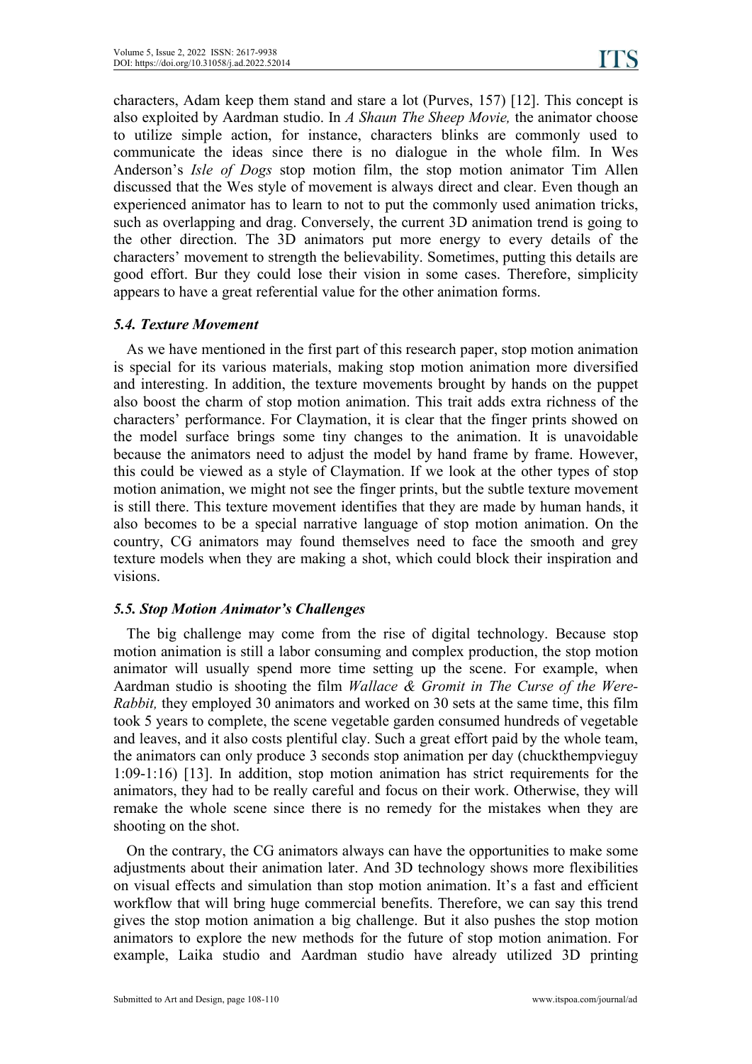characters, Adam keep them stand and stare a lot (Purves, 157) [12]. This concept is also exploited by Aardman studio. In *A Shaun The Sheep Movie,* the animator choose to utilize simple action, for instance, characters blinks are commonly used to communicate the ideas since there is no dialogue in the whole film. In Wes Anderson's *Isle of Dogs* stop motion film, the stop motion animator Tim Allen discussed that the Wes style of movement is always direct and clear. Even though an experienced animator has to learn to not to put the commonly used animation tricks, such as overlapping and drag. Conversely, the current 3D animation trend is going to the other direction. The 3D animators put more energy to every details of the characters' movement to strength the believability. Sometimes, putting this details are good effort. Bur they could lose their vision in some cases. Therefore, simplicity appears to have a great referential value for the other animation forms.

### *5.4. Texture Movement*

As we have mentioned in the first part of this research paper, stop motion animation is special for its various materials, making stop motion animation more diversified and interesting. In addition, the texture movements brought by hands on the puppet also boost the charm of stop motion animation. This trait adds extra richness of the characters' performance. For Claymation, it is clear that the finger prints showed on the model surface brings some tiny changes to the animation. It is unavoidable because the animators need to adjust the model by hand frame by frame. However, this could be viewed as a style of Claymation. If we look at the other types of stop motion animation, we might not see the finger prints, but the subtle texture movement is still there. This texture movement identifies that they are made by human hands, it also becomes to be a special narrative language of stop motion animation. On the country, CG animators may found themselves need to face the smooth and grey texture models when they are making a shot, which could block their inspiration and visions.

### *5.5. Stop Motion Animator's Challenges*

The big challenge may come from the rise of digital technology. Because stop motion animation is still a labor consuming and complex production, the stop motion animator will usually spend more time setting up the scene. For example, when Aardman studio is shooting the film *Wallace & Gromit in The Curse of the Were-Rabbit,* they employed 30 animators and worked on 30 sets at the same time, this film took 5 years to complete, the scene vegetable garden consumed hundreds of vegetable and leaves, and it also costs plentiful clay. Such a great effort paid by the whole team, the animators can only produce 3 seconds stop animation per day (chuckthempvieguy 1:09-1:16) [13]. In addition, stop motion animation has strict requirements for the animators, they had to be really careful and focus on their work. Otherwise, they will remake the whole scene since there is no remedy for the mistakes when they are shooting on the shot.

On the contrary, the CG animators always can have the opportunities to make some adjustments about their animation later. And 3D technology shows more flexibilities on visual effects and simulation than stop motion animation. It's a fast and efficient workflow that will bring huge commercial benefits. Therefore, we can say this trend gives the stop motion animation a big challenge. But it also pushes the stop motion animators to explore the new methods for the future of stop motion animation. For example, Laika studio and Aardman studio have already utilized 3D printing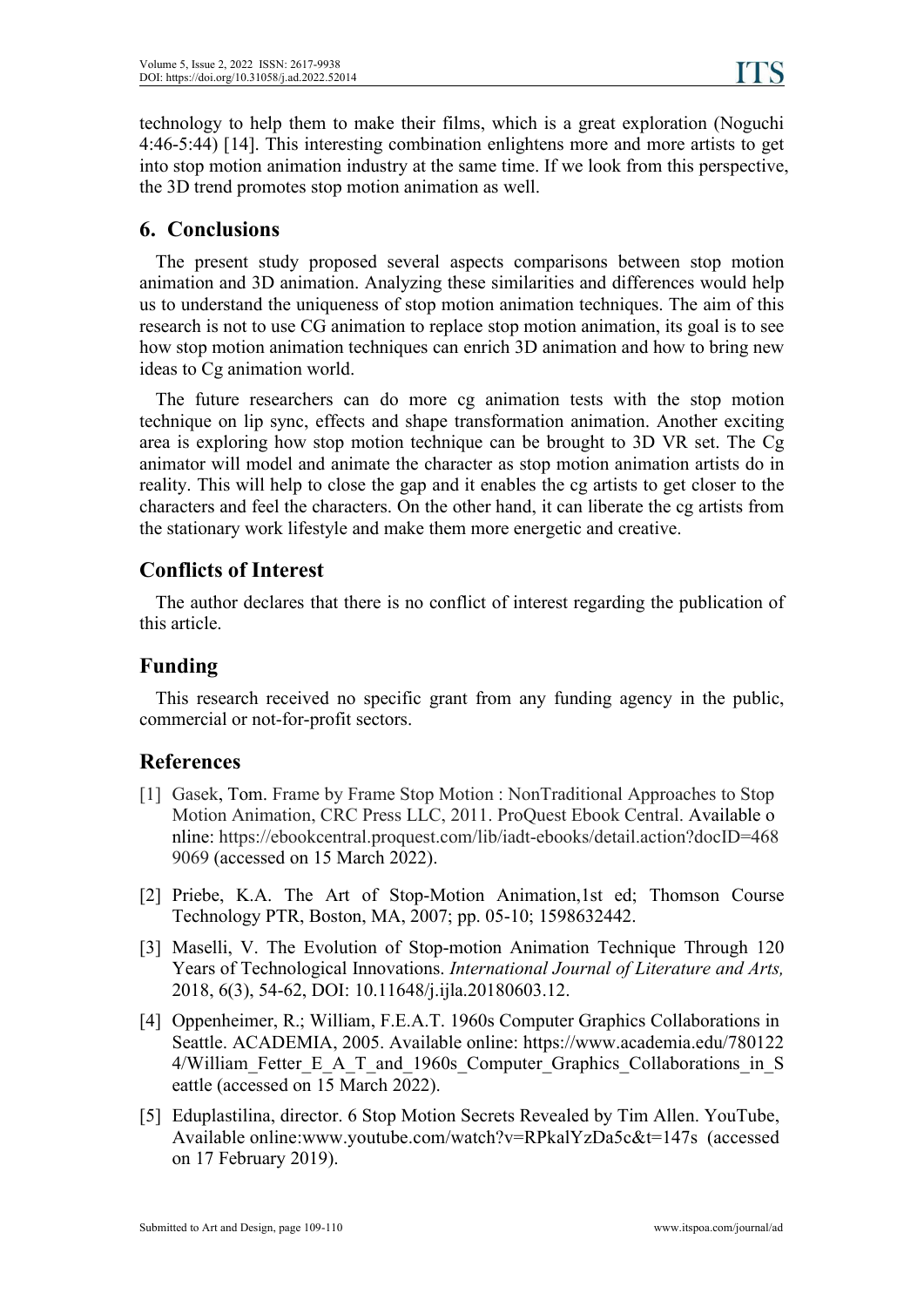technology to help them to make their films, which is a great exploration (Noguchi 4:46-5:44) [14]. This interesting combination enlightens more and more artists to get into stop motion animation industry at the same time. If we look from this perspective, the 3D trend promotes stop motion animation as well.

## 6. Conclusions

The present study proposed several aspects comparisons between stop motion animation and 3D animation. Analyzing these similarities and differences would help us to understand the uniqueness of stop motion animation techniques. The aim of this research is not to use CG animation to replace stop motion animation, its goal is to see how stop motion animation techniques can enrich 3D animation and how to bring new ideas to Cg animation world.

The future researchers can do more cg animation tests with the stop motion technique on lip sync, effects and shape transformation animation. Another exciting area is exploring how stop motion technique can be brought to 3D VR set. The Cg animator will model and animate the character as stop motion animation artists do in reality. This will help to close the gap and it enables the cg artists to get closer to the characters and feel the characters. On the other hand, it can liberate the cg artists from the stationary work lifestyle and make them more energetic and creative.

## Conflicts of Interest

The author declares that there is no conflict of interest regarding the publication of this article.

## Funding

This research received no specific grant from any funding agency in the public, commercial or not-for-profit sectors.

## References

[1] Gasek, Tom. Frame by Frame Stop Motion : NonTraditional Approaches to Stop Motion Animation, CRC Press LLC, 2011. ProQuest Ebook Central. Available online: https://ebookcentral.proquest.com/lib/iadt-ebooks/detail.action?docID=4689069 (accessed on 15 March 2022).

[2] Priebe, K.A. The Art of Stop-Motion Animation,1st ed; Thomson Course Technology PTR, Boston, MA, 2007; pp. 05-10; 1598632442.

[3] Maselli, V. The Evolution of Stop-motion Animation Technique Through 120 Years of Technological Innovations. *International Journal of Literature and Arts,* 2018, 6(3), 54-62, DOI: 10.11648/j.ijla.20180603.12.

[4] Oppenheimer, R.; William, F.E.A.T. 1960s Computer Graphics Collaborations in Seattle. ACADEMIA, 2005. Available online: https://www.academia.edu/7801224/William_Fetter_E_A_T_and_1960s_Computer_Graphics_Collaborations_in_Seattle (accessed on 15 March 2022).

[5] Eduplastilina, director. 6 Stop Motion Secrets Revealed by Tim Allen. YouTube, Available online:www.youtube.com/watch?v=RPkalYzDa5c&t=147s (accessed on 17 February 2019).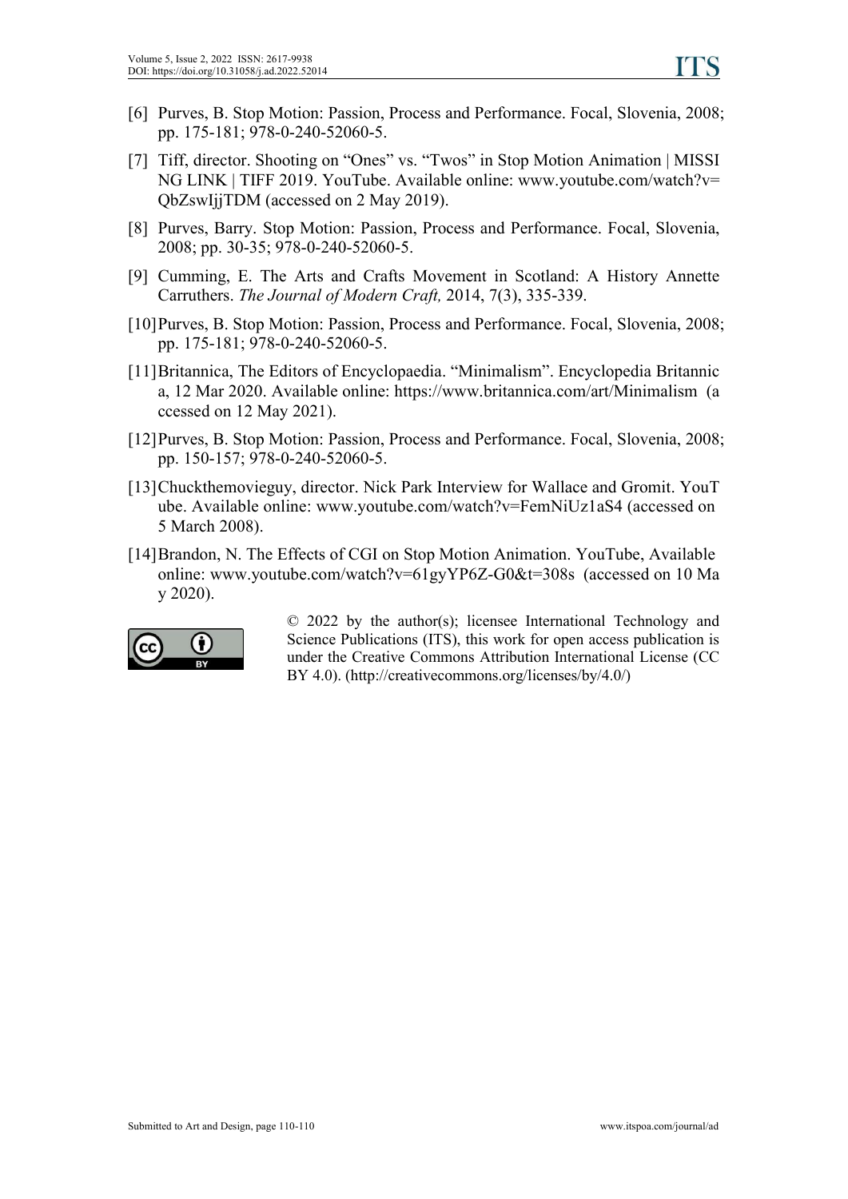[6] Purves, B. Stop Motion: Passion, Process and Performance. Focal, Slovenia, 2008; pp. 175-181; 978-0-240-52060-5.

[7] Tiff, director. Shooting on "Ones" vs. "Twos" in Stop Motion Animation | MISSI NG LINK | TIFF 2019. YouTube. Available online: www.youtube.com/watch?v= QbZswIjjTDM (accessed on 2 May 2019).

[8] Purves, Barry. Stop Motion: Passion, Process and Performance. Focal, Slovenia, 2008; pp. 30-35; 978-0-240-52060-5.

[9] Cumming, E. The Arts and Crafts Movement in Scotland: A History Annette Carruthers. *The Journal of Modern Craft,* 2014, 7(3), 335-339.

[10] Purves, B. Stop Motion: Passion, Process and Performance. Focal, Slovenia, 2008; pp. 175-181; 978-0-240-52060-5.

[11] Britannica, The Editors of Encyclopaedia. "Minimalism". Encyclopedia Britannic a, 12 Mar 2020. Available online: https://www.britannica.com/art/Minimalism (a ccessed on 12 May 2021).

[12] Purves, B. Stop Motion: Passion, Process and Performance. Focal, Slovenia, 2008; pp. 150-157; 978-0-240-52060-5.

[13] Chuckthemovieguy, director. Nick Park Interview for Wallace and Gromit. YouT ube. Available online: www.youtube.com/watch?v=FemNiUz1aS4 (accessed on 5 March 2008).

[14] Brandon, N. The Effects of CGI on Stop Motion Animation. YouTube, Available online: www.youtube.com/watch?v=61gyYP6Z-G0&t=308s (accessed on 10 Ma y 2020).

© 2022 by the author(s); licensee International Technology and Science Publications (ITS), this work for open access publication is under the Creative Commons Attribution International License (CC BY 4.0). (http://creativecommons.org/licenses/by/4.0/)